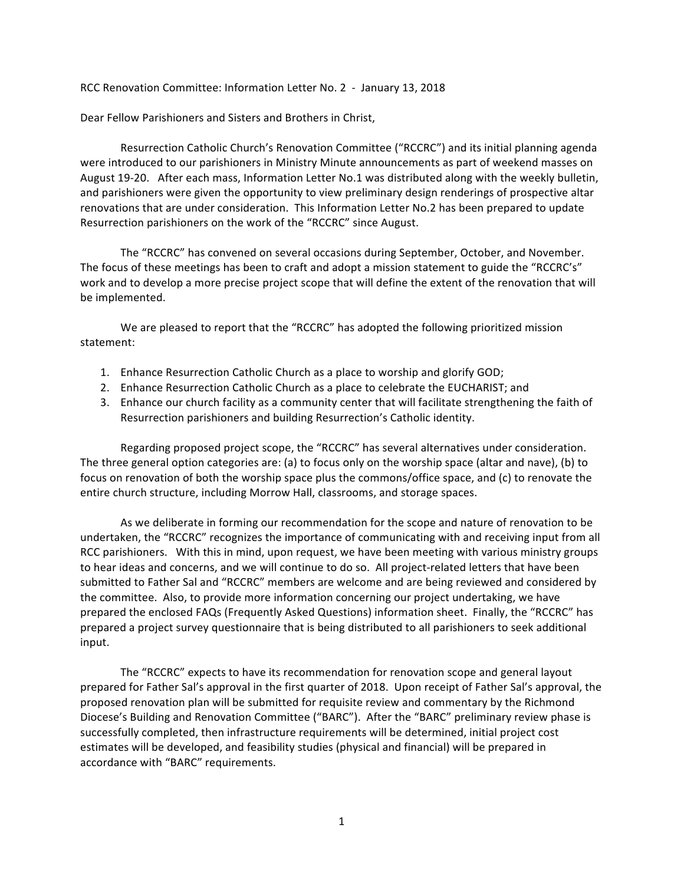RCC Renovation Committee: Information Letter No. 2 - January 13, 2018

Dear Fellow Parishioners and Sisters and Brothers in Christ,

Resurrection Catholic Church's Renovation Committee ("RCCRC") and its initial planning agenda were introduced to our parishioners in Ministry Minute announcements as part of weekend masses on August 19-20. After each mass, Information Letter No.1 was distributed along with the weekly bulletin, and parishioners were given the opportunity to view preliminary design renderings of prospective altar renovations that are under consideration. This Information Letter No.2 has been prepared to update Resurrection parishioners on the work of the "RCCRC" since August.

The "RCCRC" has convened on several occasions during September, October, and November. The focus of these meetings has been to craft and adopt a mission statement to guide the "RCCRC's" work and to develop a more precise project scope that will define the extent of the renovation that will be implemented.

We are pleased to report that the "RCCRC" has adopted the following prioritized mission statement:

1. Enhance Resurrection Catholic Church as a place to worship and glorify GOD;
2. Enhance Resurrection Catholic Church as a place to celebrate the EUCHARIST; and
3. Enhance our church facility as a community center that will facilitate strengthening the faith of Resurrection parishioners and building Resurrection's Catholic identity.

Regarding proposed project scope, the "RCCRC" has several alternatives under consideration. The three general option categories are: (a) to focus only on the worship space (altar and nave), (b) to focus on renovation of both the worship space plus the commons/office space, and (c) to renovate the entire church structure, including Morrow Hall, classrooms, and storage spaces.

As we deliberate in forming our recommendation for the scope and nature of renovation to be undertaken, the "RCCRC" recognizes the importance of communicating with and receiving input from all RCC parishioners. With this in mind, upon request, we have been meeting with various ministry groups to hear ideas and concerns, and we will continue to do so. All project-related letters that have been submitted to Father Sal and "RCCRC" members are welcome and are being reviewed and considered by the committee. Also, to provide more information concerning our project undertaking, we have prepared the enclosed FAQs (Frequently Asked Questions) information sheet. Finally, the "RCCRC" has prepared a project survey questionnaire that is being distributed to all parishioners to seek additional input.

The "RCCRC" expects to have its recommendation for renovation scope and general layout prepared for Father Sal's approval in the first quarter of 2018. Upon receipt of Father Sal's approval, the proposed renovation plan will be submitted for requisite review and commentary by the Richmond Diocese's Building and Renovation Committee ("BARC"). After the "BARC" preliminary review phase is successfully completed, then infrastructure requirements will be determined, initial project cost estimates will be developed, and feasibility studies (physical and financial) will be prepared in accordance with "BARC" requirements.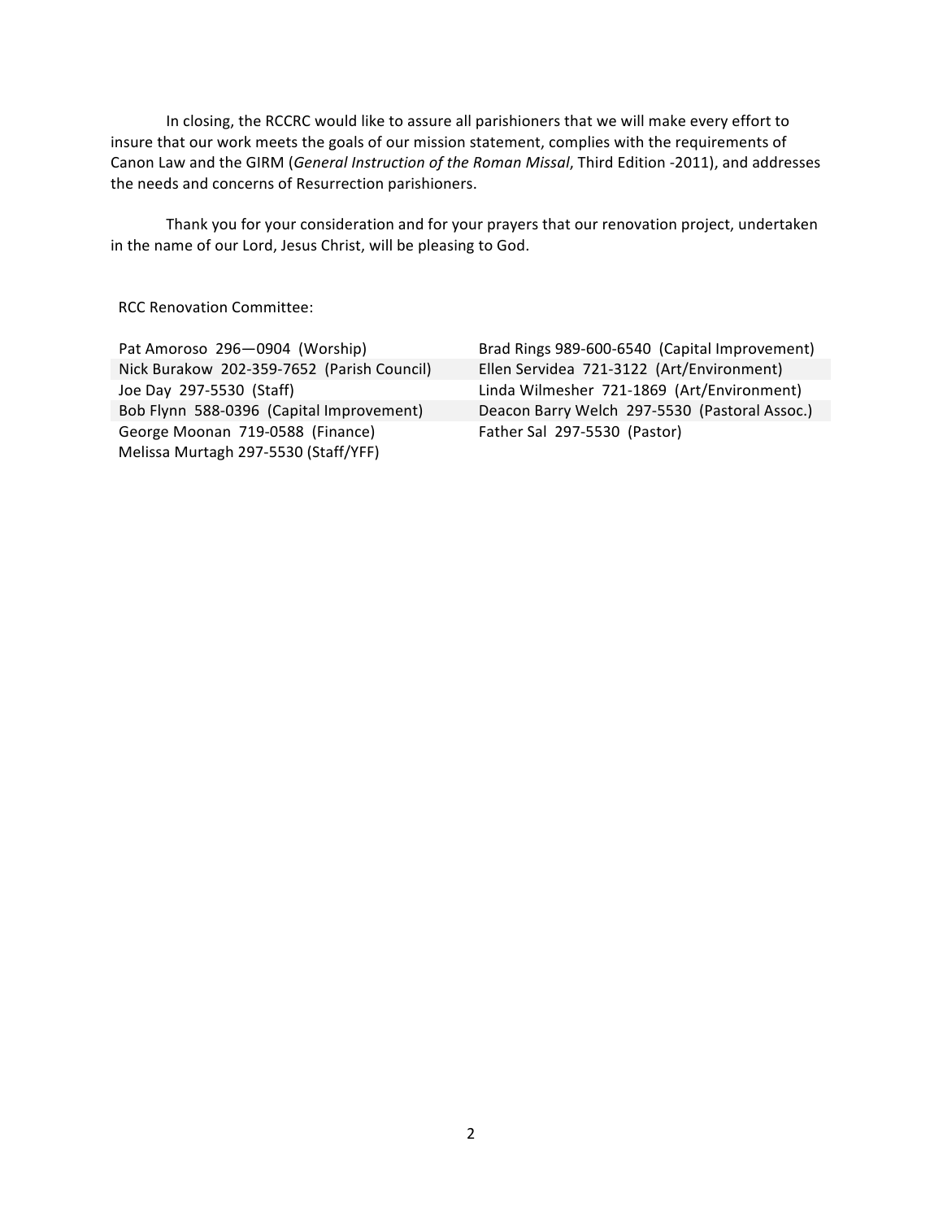In closing, the RCCRC would like to assure all parishioners that we will make every effort to insure that our work meets the goals of our mission statement, complies with the requirements of Canon Law and the GIRM (*General Instruction of the Roman Missal*, Third Edition -2011), and addresses the needs and concerns of Resurrection parishioners.

Thank you for your consideration and for your prayers that our renovation project, undertaken in the name of our Lord, Jesus Christ, will be pleasing to God.

RCC Renovation Committee:

| | |
|---|---|
| Pat Amoroso 296—0904 (Worship) | Brad Rings 989-600-6540 (Capital Improvement) |
| Nick Burakow 202-359-7652 (Parish Council) | Ellen Servidea 721-3122 (Art/Environment) |
| Joe Day 297-5530 (Staff) | Linda Wilmesher 721-1869 (Art/Environment) |
| Bob Flynn 588-0396 (Capital Improvement) | Deacon Barry Welch 297-5530 (Pastoral Assoc.) |
| George Moonan 719-0588 (Finance) | Father Sal 297-5530 (Pastor) |
| Melissa Murtagh 297-5530 (Staff/YFF) | |